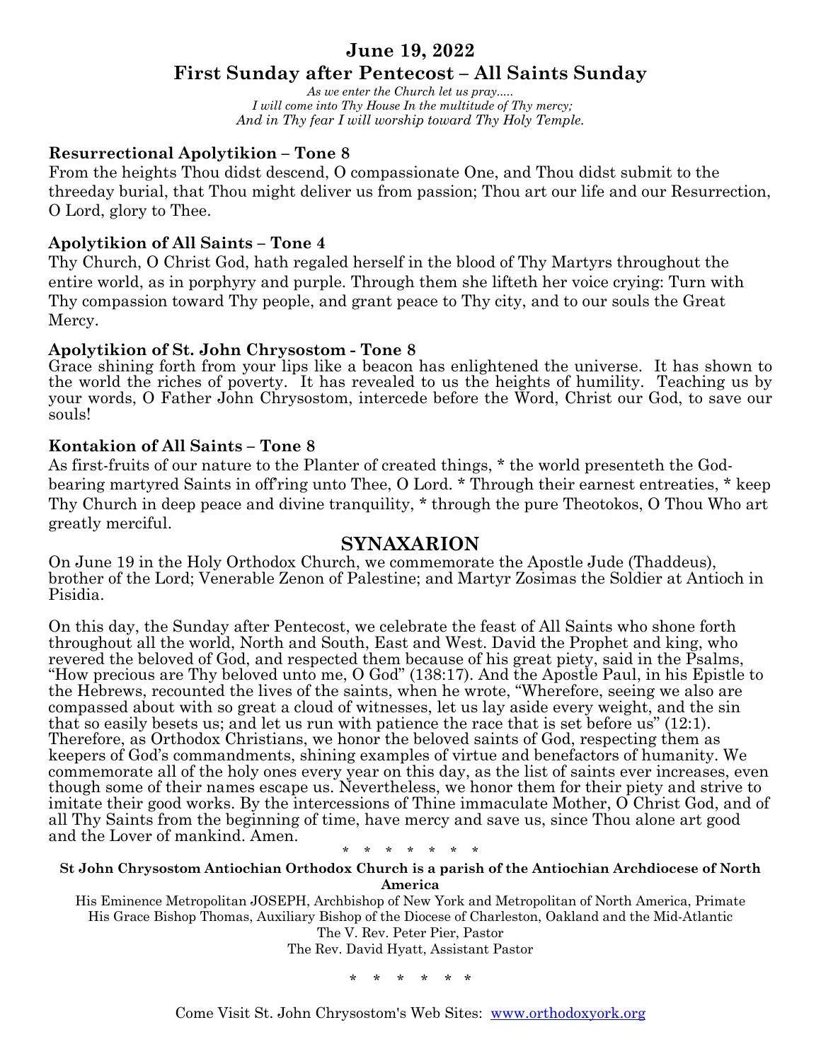# June 19, 2022

# First Sunday after Pentecost – All Saints Sunday

*As we enter the Church let us pray.....*
*I will come into Thy House In the multitude of Thy mercy;*
*And in Thy fear I will worship toward Thy Holy Temple.*

**Resurrectional Apolytikion – Tone 8**

From the heights Thou didst descend, O compassionate One, and Thou didst submit to the threeday burial, that Thou might deliver us from passion; Thou art our life and our Resurrection, O Lord, glory to Thee.

**Apolytikion of All Saints – Tone 4**

Thy Church, O Christ God, hath regaled herself in the blood of Thy Martyrs throughout the entire world, as in porphyry and purple. Through them she lifteth her voice crying: Turn with Thy compassion toward Thy people, and grant peace to Thy city, and to our souls the Great Mercy.

**Apolytikion of St. John Chrysostom - Tone 8**

Grace shining forth from your lips like a beacon has enlightened the universe. It has shown to the world the riches of poverty. It has revealed to us the heights of humility. Teaching us by your words, O Father John Chrysostom, intercede before the Word, Christ our God, to save our souls!

**Kontakion of All Saints – Tone 8**

As first-fruits of our nature to the Planter of created things, * the world presenteth the God-bearing martyred Saints in off'ring unto Thee, O Lord. * Through their earnest entreaties, * keep Thy Church in deep peace and divine tranquility, * through the pure Theotokos, O Thou Who art greatly merciful.

## SYNAXARION

On June 19 in the Holy Orthodox Church, we commemorate the Apostle Jude (Thaddeus), brother of the Lord; Venerable Zenon of Palestine; and Martyr Zosimas the Soldier at Antioch in Pisidia.

On this day, the Sunday after Pentecost, we celebrate the feast of All Saints who shone forth throughout all the world, North and South, East and West. David the Prophet and king, who revered the beloved of God, and respected them because of his great piety, said in the Psalms, "How precious are Thy beloved unto me, O God" (138:17). And the Apostle Paul, in his Epistle to the Hebrews, recounted the lives of the saints, when he wrote, "Wherefore, seeing we also are compassed about with so great a cloud of witnesses, let us lay aside every weight, and the sin that so easily besets us; and let us run with patience the race that is set before us" (12:1). Therefore, as Orthodox Christians, we honor the beloved saints of God, respecting them as keepers of God's commandments, shining examples of virtue and benefactors of humanity. We commemorate all of the holy ones every year on this day, as the list of saints ever increases, even though some of their names escape us. Nevertheless, we honor them for their piety and strive to imitate their good works. By the intercessions of Thine immaculate Mother, O Christ God, and of all Thy Saints from the beginning of time, have mercy and save us, since Thou alone art good and the Lover of mankind. Amen.

\* \* \* \* \* \* \*

**St John Chrysostom Antiochian Orthodox Church is a parish of the Antiochian Archdiocese of North America**

His Eminence Metropolitan JOSEPH, Archbishop of New York and Metropolitan of North America, Primate
His Grace Bishop Thomas, Auxiliary Bishop of the Diocese of Charleston, Oakland and the Mid-Atlantic
The V. Rev. Peter Pier, Pastor
The Rev. David Hyatt, Assistant Pastor

\* \* \* \* \* \*

Come Visit St. John Chrysostom's Web Sites: [www.orthodoxyork.org](www.orthodoxyork.org)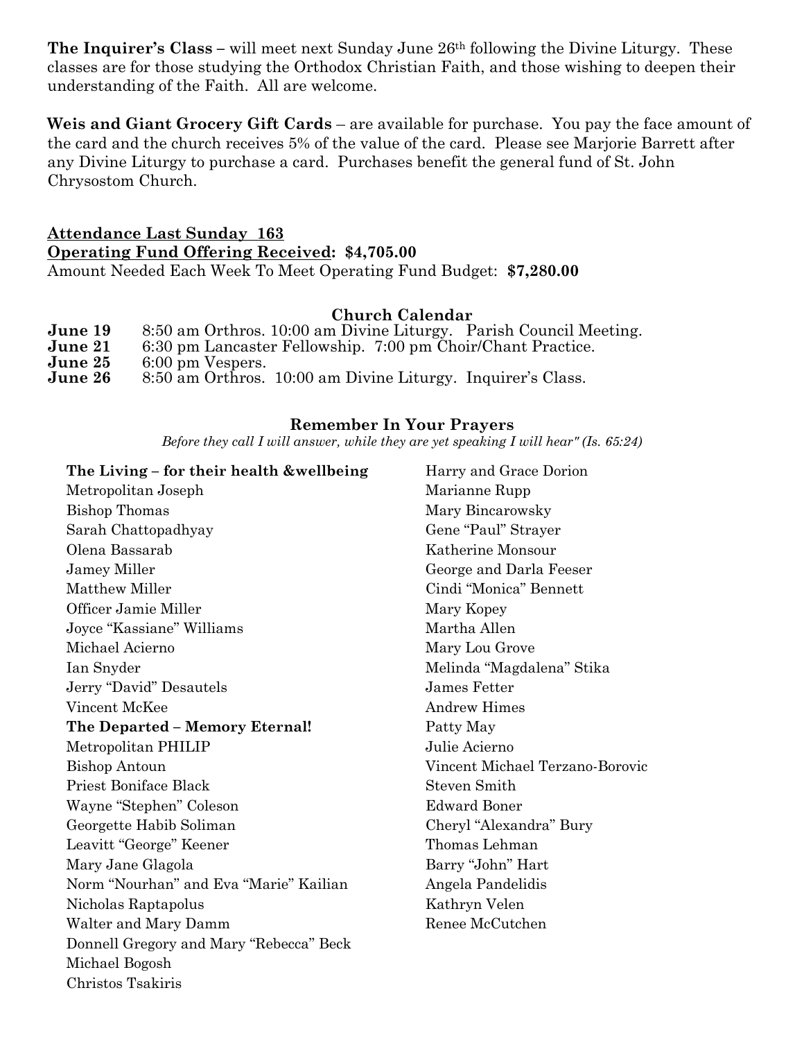**The Inquirer's Class** – will meet next Sunday June 26th following the Divine Liturgy. These classes are for those studying the Orthodox Christian Faith, and those wishing to deepen their understanding of the Faith. All are welcome.

**Weis and Giant Grocery Gift Cards** – are available for purchase. You pay the face amount of the card and the church receives 5% of the value of the card. Please see Marjorie Barrett after any Divine Liturgy to purchase a card. Purchases benefit the general fund of St. John Chrysostom Church.

**Attendance Last Sunday 163**
**Operating Fund Offering Received: $4,705.00**
Amount Needed Each Week To Meet Operating Fund Budget: **$7,280.00**

### Church Calendar

**June 19** 8:50 am Orthros. 10:00 am Divine Liturgy. Parish Council Meeting.
**June 21** 6:30 pm Lancaster Fellowship. 7:00 pm Choir/Chant Practice.
**June 25** 6:00 pm Vespers.
**June 26** 8:50 am Orthros. 10:00 am Divine Liturgy. Inquirer's Class.

### Remember In Your Prayers

*Before they call I will answer, while they are yet speaking I will hear" (Is. 65:24)*

**The Living – for their health &wellbeing**
Metropolitan Joseph
Bishop Thomas
Sarah Chattopadhyay
Olena Bassarab
Jamey Miller
Matthew Miller
Officer Jamie Miller
Joyce "Kassiane" Williams
Michael Acierno
Ian Snyder
Jerry "David" Desautels
Vincent McKee

**The Departed – Memory Eternal!**
Metropolitan PHILIP
Bishop Antoun
Priest Boniface Black
Wayne "Stephen" Coleson
Georgette Habib Soliman
Leavitt "George" Keener
Mary Jane Glagola
Norm "Nourhan" and Eva "Marie" Kailian
Nicholas Raptapolus
Walter and Mary Damm
Donnell Gregory and Mary "Rebecca" Beck
Michael Bogosh
Christos Tsakiris
Harry and Grace Dorion
Marianne Rupp
Mary Bincarowsky
Gene "Paul" Strayer
Katherine Monsour
George and Darla Feeser
Cindi "Monica" Bennett
Mary Kopey
Martha Allen
Mary Lou Grove
Melinda "Magdalena" Stika
James Fetter
Andrew Himes
Patty May
Julie Acierno
Vincent Michael Terzano-Borovic
Steven Smith
Edward Boner
Cheryl "Alexandra" Bury
Thomas Lehman
Barry "John" Hart
Angela Pandelidis
Kathryn Velen
Renee McCutchen